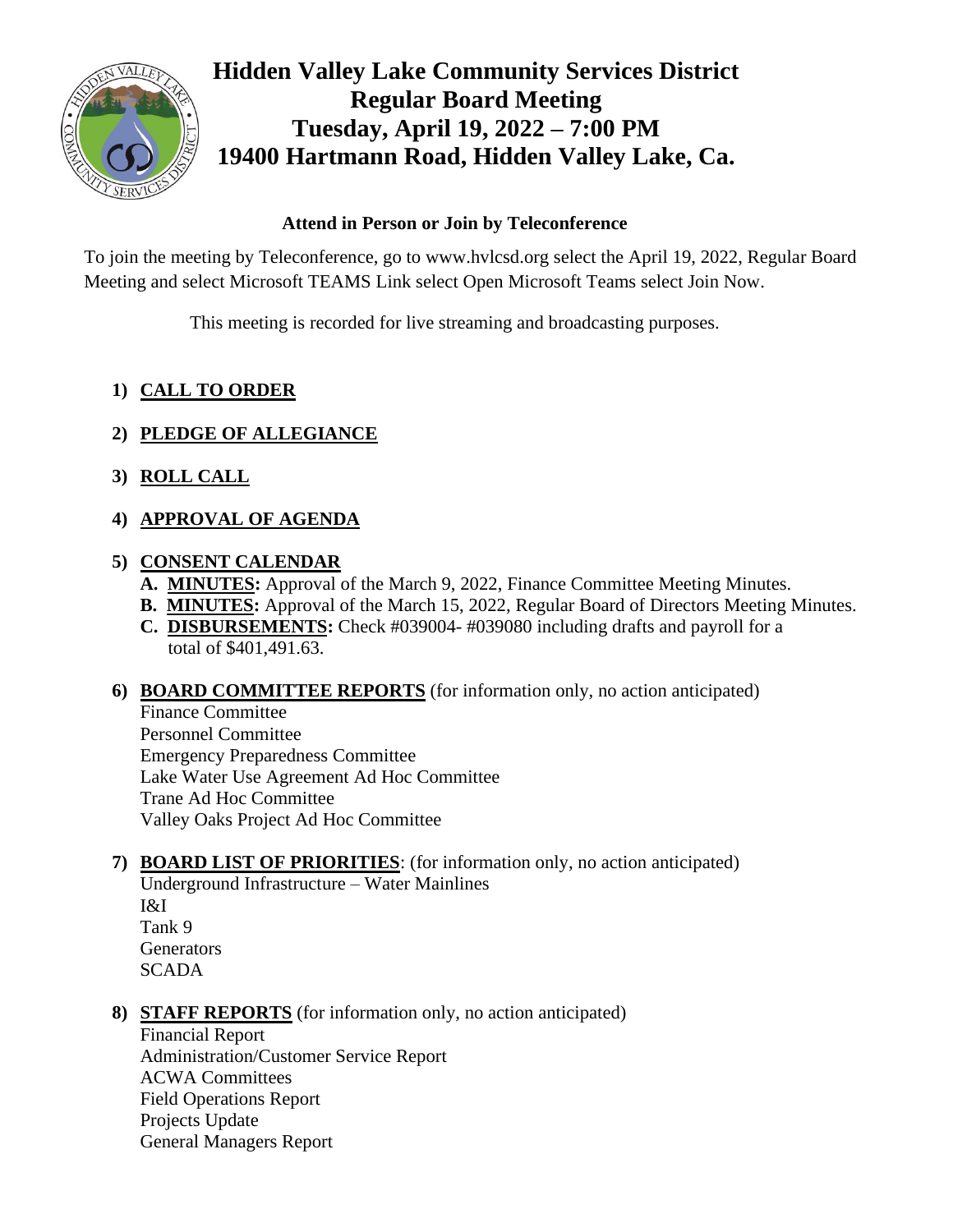# Hidden Valley Lake Community Services District
# Regular Board Meeting
# Tuesday, April 19, 2022 – 7:00 PM
# 19400 Hartmann Road, Hidden Valley Lake, Ca.

**Attend in Person or Join by Teleconference**

To join the meeting by Teleconference, go to www.hvlcsd.org select the April 19, 2022, Regular Board Meeting and select Microsoft TEAMS Link select Open Microsoft Teams select Join Now.

This meeting is recorded for live streaming and broadcasting purposes.

1) **CALL TO ORDER**

2) **PLEDGE OF ALLEGIANCE**

3) **ROLL CALL**

4) **APPROVAL OF AGENDA**

5) **CONSENT CALENDAR**
   - **A. MINUTES:** Approval of the March 9, 2022, Finance Committee Meeting Minutes.
   - **B. MINUTES:** Approval of the March 15, 2022, Regular Board of Directors Meeting Minutes.
   - **C. DISBURSEMENTS:** Check #039004- #039080 including drafts and payroll for a total of $401,491.63.

6) **BOARD COMMITTEE REPORTS** (for information only, no action anticipated)
   - Finance Committee
   - Personnel Committee
   - Emergency Preparedness Committee
   - Lake Water Use Agreement Ad Hoc Committee
   - Trane Ad Hoc Committee
   - Valley Oaks Project Ad Hoc Committee

7) **BOARD LIST OF PRIORITIES**: (for information only, no action anticipated)
   - Underground Infrastructure – Water Mainlines
   - I&I
   - Tank 9
   - Generators
   - SCADA

8) **STAFF REPORTS** (for information only, no action anticipated)
   - Financial Report
   - Administration/Customer Service Report
   - ACWA Committees
   - Field Operations Report
   - Projects Update
   - General Managers Report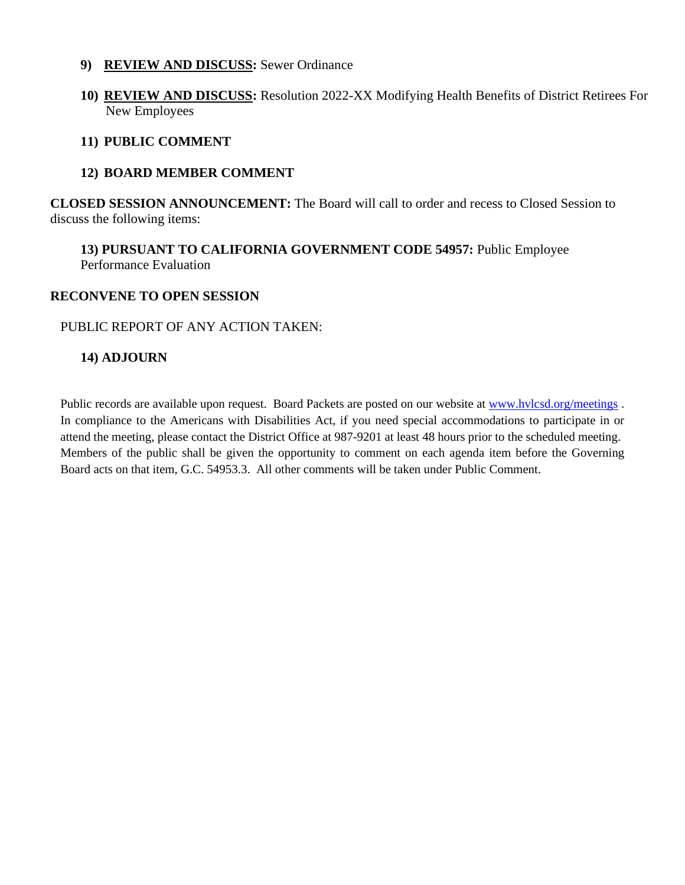9) **REVIEW AND DISCUSS:** Sewer Ordinance

10) **REVIEW AND DISCUSS:** Resolution 2022-XX Modifying Health Benefits of District Retirees For New Employees

11) **PUBLIC COMMENT**

12) **BOARD MEMBER COMMENT**

**CLOSED SESSION ANNOUNCEMENT:** The Board will call to order and recess to Closed Session to discuss the following items:

**13) PURSUANT TO CALIFORNIA GOVERNMENT CODE 54957:** Public Employee Performance Evaluation

**RECONVENE TO OPEN SESSION**

PUBLIC REPORT OF ANY ACTION TAKEN:

**14) ADJOURN**

Public records are available upon request. Board Packets are posted on our website at www.hvlcsd.org/meetings . In compliance to the Americans with Disabilities Act, if you need special accommodations to participate in or attend the meeting, please contact the District Office at 987-9201 at least 48 hours prior to the scheduled meeting. Members of the public shall be given the opportunity to comment on each agenda item before the Governing Board acts on that item, G.C. 54953.3. All other comments will be taken under Public Comment.